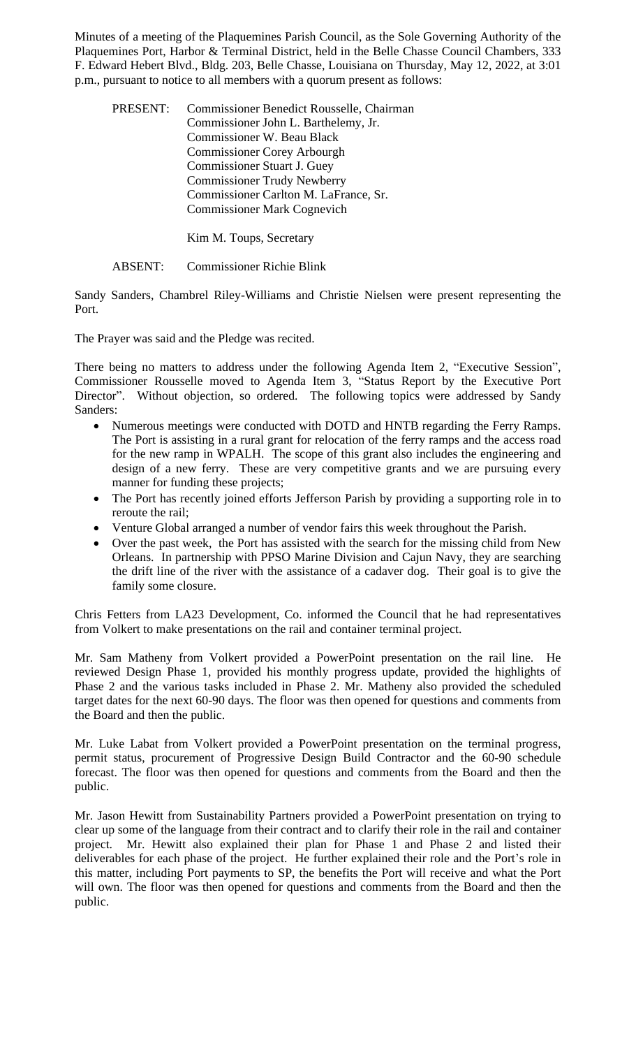Minutes of a meeting of the Plaquemines Parish Council, as the Sole Governing Authority of the Plaquemines Port, Harbor & Terminal District, held in the Belle Chasse Council Chambers, 333 F. Edward Hebert Blvd., Bldg. 203, Belle Chasse, Louisiana on Thursday, May 12, 2022, at 3:01 p.m., pursuant to notice to all members with a quorum present as follows:

PRESENT: Commissioner Benedict Rousselle, Chairman
Commissioner John L. Barthelemy, Jr.
Commissioner W. Beau Black
Commissioner Corey Arbourgh
Commissioner Stuart J. Guey
Commissioner Trudy Newberry
Commissioner Carlton M. LaFrance, Sr.
Commissioner Mark Cognevich

Kim M. Toups, Secretary

ABSENT: Commissioner Richie Blink

Sandy Sanders, Chambrel Riley-Williams and Christie Nielsen were present representing the Port.

The Prayer was said and the Pledge was recited.

There being no matters to address under the following Agenda Item 2, "Executive Session", Commissioner Rousselle moved to Agenda Item 3, "Status Report by the Executive Port Director". Without objection, so ordered. The following topics were addressed by Sandy Sanders:

- Numerous meetings were conducted with DOTD and HNTB regarding the Ferry Ramps. The Port is assisting in a rural grant for relocation of the ferry ramps and the access road for the new ramp in WPALH. The scope of this grant also includes the engineering and design of a new ferry. These are very competitive grants and we are pursuing every manner for funding these projects;
- The Port has recently joined efforts Jefferson Parish by providing a supporting role in to reroute the rail;
- Venture Global arranged a number of vendor fairs this week throughout the Parish.
- Over the past week, the Port has assisted with the search for the missing child from New Orleans. In partnership with PPSO Marine Division and Cajun Navy, they are searching the drift line of the river with the assistance of a cadaver dog. Their goal is to give the family some closure.

Chris Fetters from LA23 Development, Co. informed the Council that he had representatives from Volkert to make presentations on the rail and container terminal project.

Mr. Sam Matheny from Volkert provided a PowerPoint presentation on the rail line. He reviewed Design Phase 1, provided his monthly progress update, provided the highlights of Phase 2 and the various tasks included in Phase 2. Mr. Matheny also provided the scheduled target dates for the next 60-90 days. The floor was then opened for questions and comments from the Board and then the public.

Mr. Luke Labat from Volkert provided a PowerPoint presentation on the terminal progress, permit status, procurement of Progressive Design Build Contractor and the 60-90 schedule forecast. The floor was then opened for questions and comments from the Board and then the public.

Mr. Jason Hewitt from Sustainability Partners provided a PowerPoint presentation on trying to clear up some of the language from their contract and to clarify their role in the rail and container project. Mr. Hewitt also explained their plan for Phase 1 and Phase 2 and listed their deliverables for each phase of the project. He further explained their role and the Port's role in this matter, including Port payments to SP, the benefits the Port will receive and what the Port will own. The floor was then opened for questions and comments from the Board and then the public.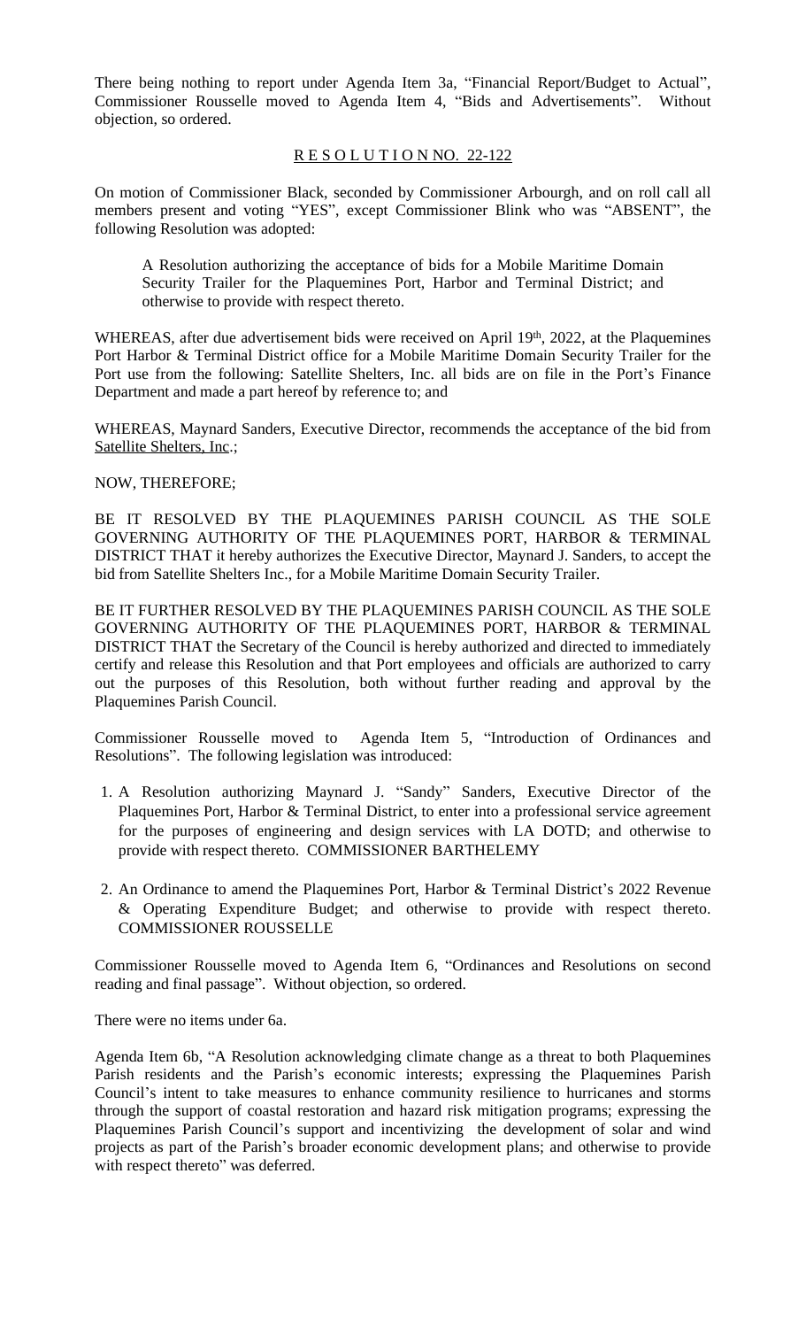There being nothing to report under Agenda Item 3a, "Financial Report/Budget to Actual", Commissioner Rousselle moved to Agenda Item 4, "Bids and Advertisements". Without objection, so ordered.

## R E S O L U T I O N NO. 22-122

On motion of Commissioner Black, seconded by Commissioner Arbourgh, and on roll call all members present and voting "YES", except Commissioner Blink who was "ABSENT", the following Resolution was adopted:

> A Resolution authorizing the acceptance of bids for a Mobile Maritime Domain Security Trailer for the Plaquemines Port, Harbor and Terminal District; and otherwise to provide with respect thereto.

WHEREAS, after due advertisement bids were received on April 19th, 2022, at the Plaquemines Port Harbor & Terminal District office for a Mobile Maritime Domain Security Trailer for the Port use from the following: Satellite Shelters, Inc. all bids are on file in the Port's Finance Department and made a part hereof by reference to; and

WHEREAS, Maynard Sanders, Executive Director, recommends the acceptance of the bid from Satellite Shelters, Inc.;

NOW, THEREFORE;

BE IT RESOLVED BY THE PLAQUEMINES PARISH COUNCIL AS THE SOLE GOVERNING AUTHORITY OF THE PLAQUEMINES PORT, HARBOR & TERMINAL DISTRICT THAT it hereby authorizes the Executive Director, Maynard J. Sanders, to accept the bid from Satellite Shelters Inc., for a Mobile Maritime Domain Security Trailer.

BE IT FURTHER RESOLVED BY THE PLAQUEMINES PARISH COUNCIL AS THE SOLE GOVERNING AUTHORITY OF THE PLAQUEMINES PORT, HARBOR & TERMINAL DISTRICT THAT the Secretary of the Council is hereby authorized and directed to immediately certify and release this Resolution and that Port employees and officials are authorized to carry out the purposes of this Resolution, both without further reading and approval by the Plaquemines Parish Council.

Commissioner Rousselle moved to Agenda Item 5, "Introduction of Ordinances and Resolutions". The following legislation was introduced:

1. A Resolution authorizing Maynard J. "Sandy" Sanders, Executive Director of the Plaquemines Port, Harbor & Terminal District, to enter into a professional service agreement for the purposes of engineering and design services with LA DOTD; and otherwise to provide with respect thereto. COMMISSIONER BARTHELEMY

2. An Ordinance to amend the Plaquemines Port, Harbor & Terminal District's 2022 Revenue & Operating Expenditure Budget; and otherwise to provide with respect thereto. COMMISSIONER ROUSSELLE

Commissioner Rousselle moved to Agenda Item 6, "Ordinances and Resolutions on second reading and final passage". Without objection, so ordered.

There were no items under 6a.

Agenda Item 6b, "A Resolution acknowledging climate change as a threat to both Plaquemines Parish residents and the Parish's economic interests; expressing the Plaquemines Parish Council's intent to take measures to enhance community resilience to hurricanes and storms through the support of coastal restoration and hazard risk mitigation programs; expressing the Plaquemines Parish Council's support and incentivizing the development of solar and wind projects as part of the Parish's broader economic development plans; and otherwise to provide with respect thereto" was deferred.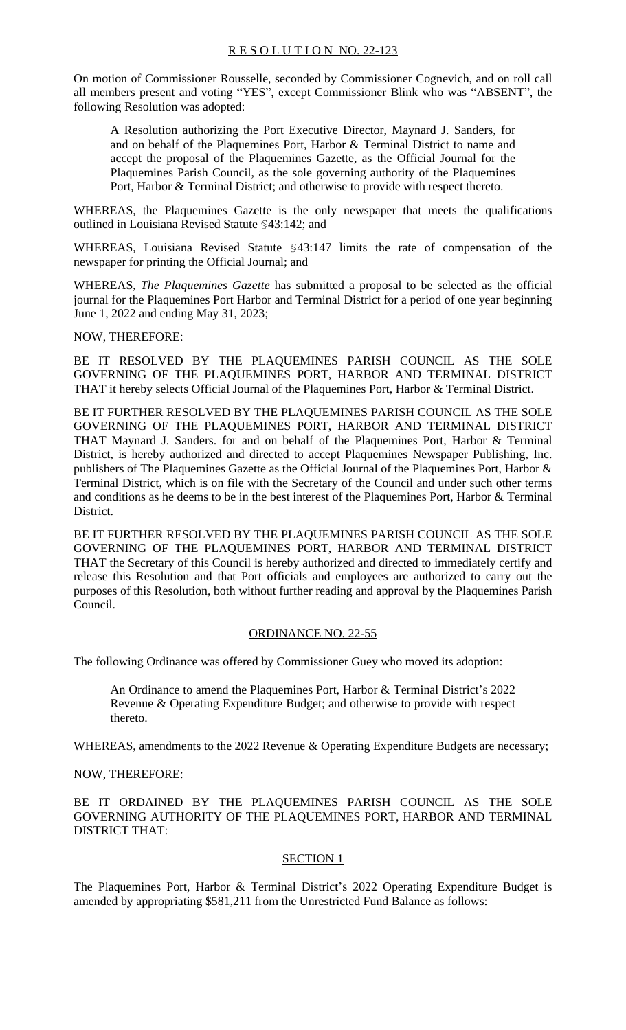<u>R E S O L U T I O N NO. 22-123</u>

On motion of Commissioner Rousselle, seconded by Commissioner Cognevich, and on roll call all members present and voting "YES", except Commissioner Blink who was "ABSENT", the following Resolution was adopted:

> A Resolution authorizing the Port Executive Director, Maynard J. Sanders, for and on behalf of the Plaquemines Port, Harbor & Terminal District to name and accept the proposal of the Plaquemines Gazette, as the Official Journal for the Plaquemines Parish Council, as the sole governing authority of the Plaquemines Port, Harbor & Terminal District; and otherwise to provide with respect thereto.

WHEREAS, the Plaquemines Gazette is the only newspaper that meets the qualifications outlined in Louisiana Revised Statute §43:142; and

WHEREAS, Louisiana Revised Statute §43:147 limits the rate of compensation of the newspaper for printing the Official Journal; and

WHEREAS, *The Plaquemines Gazette* has submitted a proposal to be selected as the official journal for the Plaquemines Port Harbor and Terminal District for a period of one year beginning June 1, 2022 and ending May 31, 2023;

NOW, THEREFORE:

BE IT RESOLVED BY THE PLAQUEMINES PARISH COUNCIL AS THE SOLE GOVERNING OF THE PLAQUEMINES PORT, HARBOR AND TERMINAL DISTRICT THAT it hereby selects Official Journal of the Plaquemines Port, Harbor & Terminal District.

BE IT FURTHER RESOLVED BY THE PLAQUEMINES PARISH COUNCIL AS THE SOLE GOVERNING OF THE PLAQUEMINES PORT, HARBOR AND TERMINAL DISTRICT THAT Maynard J. Sanders. for and on behalf of the Plaquemines Port, Harbor & Terminal District, is hereby authorized and directed to accept Plaquemines Newspaper Publishing, Inc. publishers of The Plaquemines Gazette as the Official Journal of the Plaquemines Port, Harbor & Terminal District, which is on file with the Secretary of the Council and under such other terms and conditions as he deems to be in the best interest of the Plaquemines Port, Harbor & Terminal District.

BE IT FURTHER RESOLVED BY THE PLAQUEMINES PARISH COUNCIL AS THE SOLE GOVERNING OF THE PLAQUEMINES PORT, HARBOR AND TERMINAL DISTRICT THAT the Secretary of this Council is hereby authorized and directed to immediately certify and release this Resolution and that Port officials and employees are authorized to carry out the purposes of this Resolution, both without further reading and approval by the Plaquemines Parish Council.

<u>ORDINANCE NO. 22-55</u>

The following Ordinance was offered by Commissioner Guey who moved its adoption:

> An Ordinance to amend the Plaquemines Port, Harbor & Terminal District's 2022 Revenue & Operating Expenditure Budget; and otherwise to provide with respect thereto.

WHEREAS, amendments to the 2022 Revenue & Operating Expenditure Budgets are necessary;

NOW, THEREFORE:

BE IT ORDAINED BY THE PLAQUEMINES PARISH COUNCIL AS THE SOLE GOVERNING AUTHORITY OF THE PLAQUEMINES PORT, HARBOR AND TERMINAL DISTRICT THAT:

<u>SECTION 1</u>

The Plaquemines Port, Harbor & Terminal District's 2022 Operating Expenditure Budget is amended by appropriating $581,211 from the Unrestricted Fund Balance as follows: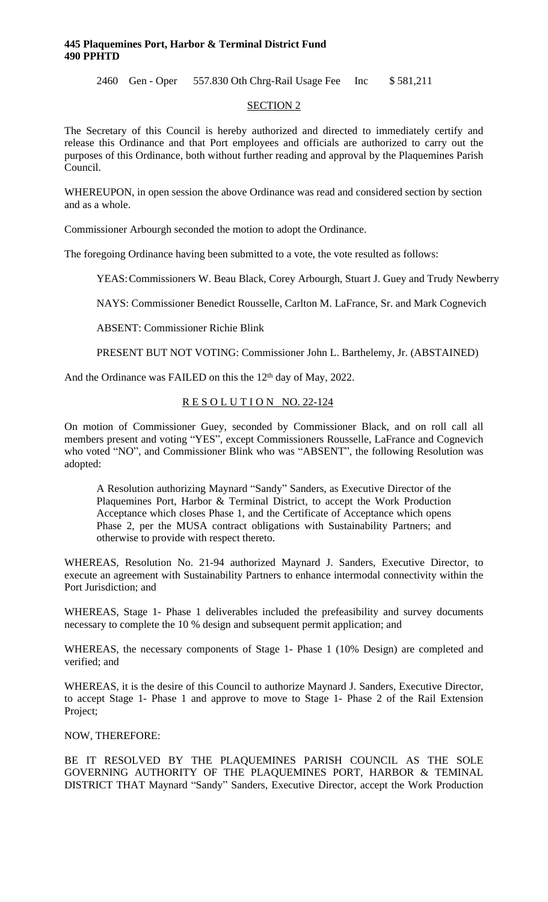**445 Plaquemines Port, Harbor & Terminal District Fund**
**490 PPHTD**

2460 Gen - Oper 557.830 Oth Chrg-Rail Usage Fee Inc $ 581,211

SECTION 2

The Secretary of this Council is hereby authorized and directed to immediately certify and release this Ordinance and that Port employees and officials are authorized to carry out the purposes of this Ordinance, both without further reading and approval by the Plaquemines Parish Council.

WHEREUPON, in open session the above Ordinance was read and considered section by section and as a whole.

Commissioner Arbourgh seconded the motion to adopt the Ordinance.

The foregoing Ordinance having been submitted to a vote, the vote resulted as follows:

YEAS: Commissioners W. Beau Black, Corey Arbourgh, Stuart J. Guey and Trudy Newberry

NAYS: Commissioner Benedict Rousselle, Carlton M. LaFrance, Sr. and Mark Cognevich

ABSENT: Commissioner Richie Blink

PRESENT BUT NOT VOTING: Commissioner John L. Barthelemy, Jr. (ABSTAINED)

And the Ordinance was FAILED on this the 12th day of May, 2022.

R E S O L U T I O N NO. 22-124

On motion of Commissioner Guey, seconded by Commissioner Black, and on roll call all members present and voting "YES", except Commissioners Rousselle, LaFrance and Cognevich who voted "NO", and Commissioner Blink who was "ABSENT", the following Resolution was adopted:

> A Resolution authorizing Maynard "Sandy" Sanders, as Executive Director of the Plaquemines Port, Harbor & Terminal District, to accept the Work Production Acceptance which closes Phase 1, and the Certificate of Acceptance which opens Phase 2, per the MUSA contract obligations with Sustainability Partners; and otherwise to provide with respect thereto.

WHEREAS, Resolution No. 21-94 authorized Maynard J. Sanders, Executive Director, to execute an agreement with Sustainability Partners to enhance intermodal connectivity within the Port Jurisdiction; and

WHEREAS, Stage 1- Phase 1 deliverables included the prefeasibility and survey documents necessary to complete the 10 % design and subsequent permit application; and

WHEREAS, the necessary components of Stage 1- Phase 1 (10% Design) are completed and verified; and

WHEREAS, it is the desire of this Council to authorize Maynard J. Sanders, Executive Director, to accept Stage 1- Phase 1 and approve to move to Stage 1- Phase 2 of the Rail Extension Project;

NOW, THEREFORE:

BE IT RESOLVED BY THE PLAQUEMINES PARISH COUNCIL AS THE SOLE GOVERNING AUTHORITY OF THE PLAQUEMINES PORT, HARBOR & TEMINAL DISTRICT THAT Maynard "Sandy" Sanders, Executive Director, accept the Work Production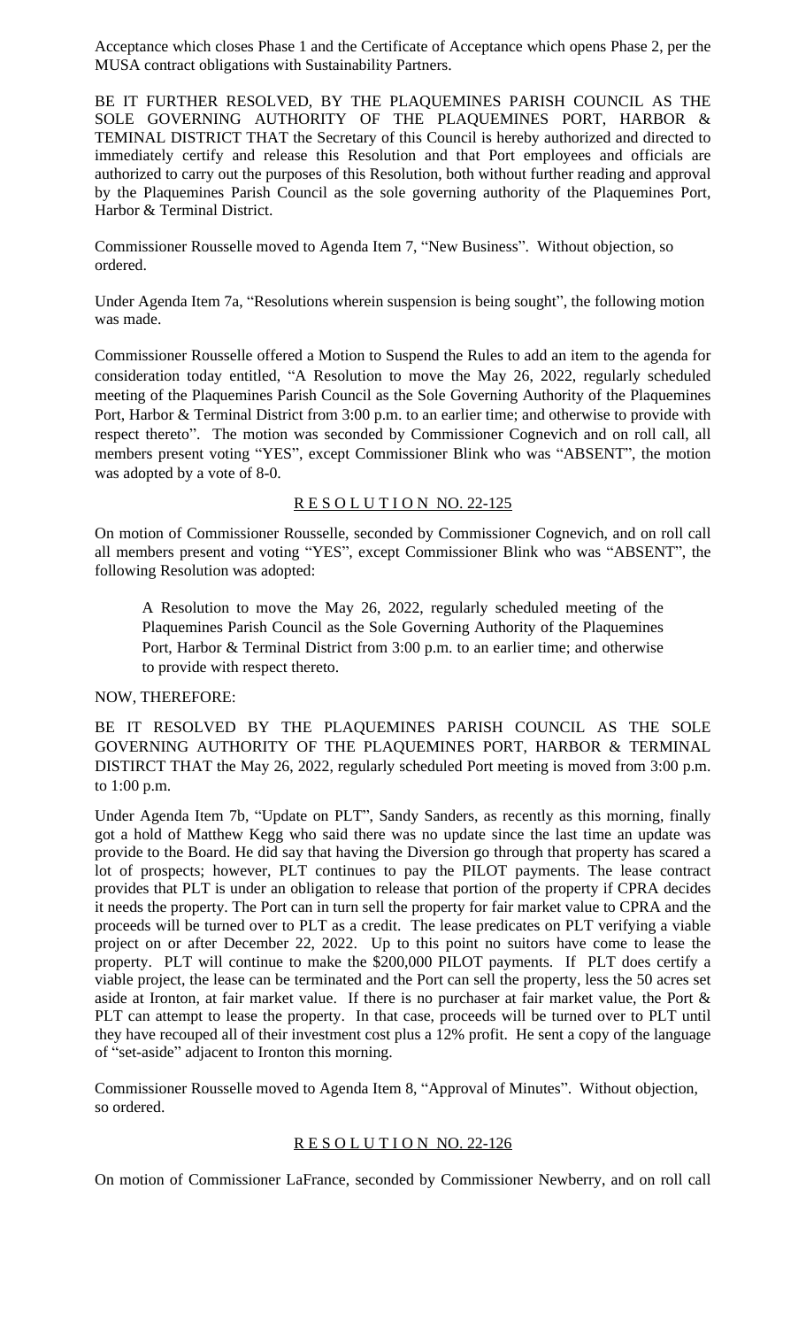Acceptance which closes Phase 1 and the Certificate of Acceptance which opens Phase 2, per the MUSA contract obligations with Sustainability Partners.

BE IT FURTHER RESOLVED, BY THE PLAQUEMINES PARISH COUNCIL AS THE SOLE GOVERNING AUTHORITY OF THE PLAQUEMINES PORT, HARBOR & TEMINAL DISTRICT THAT the Secretary of this Council is hereby authorized and directed to immediately certify and release this Resolution and that Port employees and officials are authorized to carry out the purposes of this Resolution, both without further reading and approval by the Plaquemines Parish Council as the sole governing authority of the Plaquemines Port, Harbor & Terminal District.

Commissioner Rousselle moved to Agenda Item 7, "New Business". Without objection, so ordered.

Under Agenda Item 7a, "Resolutions wherein suspension is being sought", the following motion was made.

Commissioner Rousselle offered a Motion to Suspend the Rules to add an item to the agenda for consideration today entitled, "A Resolution to move the May 26, 2022, regularly scheduled meeting of the Plaquemines Parish Council as the Sole Governing Authority of the Plaquemines Port, Harbor & Terminal District from 3:00 p.m. to an earlier time; and otherwise to provide with respect thereto". The motion was seconded by Commissioner Cognevich and on roll call, all members present voting "YES", except Commissioner Blink who was "ABSENT", the motion was adopted by a vote of 8-0.

## R E S O L U T I O N NO. 22-125

On motion of Commissioner Rousselle, seconded by Commissioner Cognevich, and on roll call all members present and voting "YES", except Commissioner Blink who was "ABSENT", the following Resolution was adopted:

> A Resolution to move the May 26, 2022, regularly scheduled meeting of the Plaquemines Parish Council as the Sole Governing Authority of the Plaquemines Port, Harbor & Terminal District from 3:00 p.m. to an earlier time; and otherwise to provide with respect thereto.

NOW, THEREFORE:

BE IT RESOLVED BY THE PLAQUEMINES PARISH COUNCIL AS THE SOLE GOVERNING AUTHORITY OF THE PLAQUEMINES PORT, HARBOR & TERMINAL DISTIRCT THAT the May 26, 2022, regularly scheduled Port meeting is moved from 3:00 p.m. to 1:00 p.m.

Under Agenda Item 7b, "Update on PLT", Sandy Sanders, as recently as this morning, finally got a hold of Matthew Kegg who said there was no update since the last time an update was provide to the Board. He did say that having the Diversion go through that property has scared a lot of prospects; however, PLT continues to pay the PILOT payments. The lease contract provides that PLT is under an obligation to release that portion of the property if CPRA decides it needs the property. The Port can in turn sell the property for fair market value to CPRA and the proceeds will be turned over to PLT as a credit. The lease predicates on PLT verifying a viable project on or after December 22, 2022. Up to this point no suitors have come to lease the property. PLT will continue to make the $200,000 PILOT payments. If PLT does certify a viable project, the lease can be terminated and the Port can sell the property, less the 50 acres set aside at Ironton, at fair market value. If there is no purchaser at fair market value, the Port & PLT can attempt to lease the property. In that case, proceeds will be turned over to PLT until they have recouped all of their investment cost plus a 12% profit. He sent a copy of the language of "set-aside" adjacent to Ironton this morning.

Commissioner Rousselle moved to Agenda Item 8, "Approval of Minutes". Without objection, so ordered.

## R E S O L U T I O N NO. 22-126

On motion of Commissioner LaFrance, seconded by Commissioner Newberry, and on roll call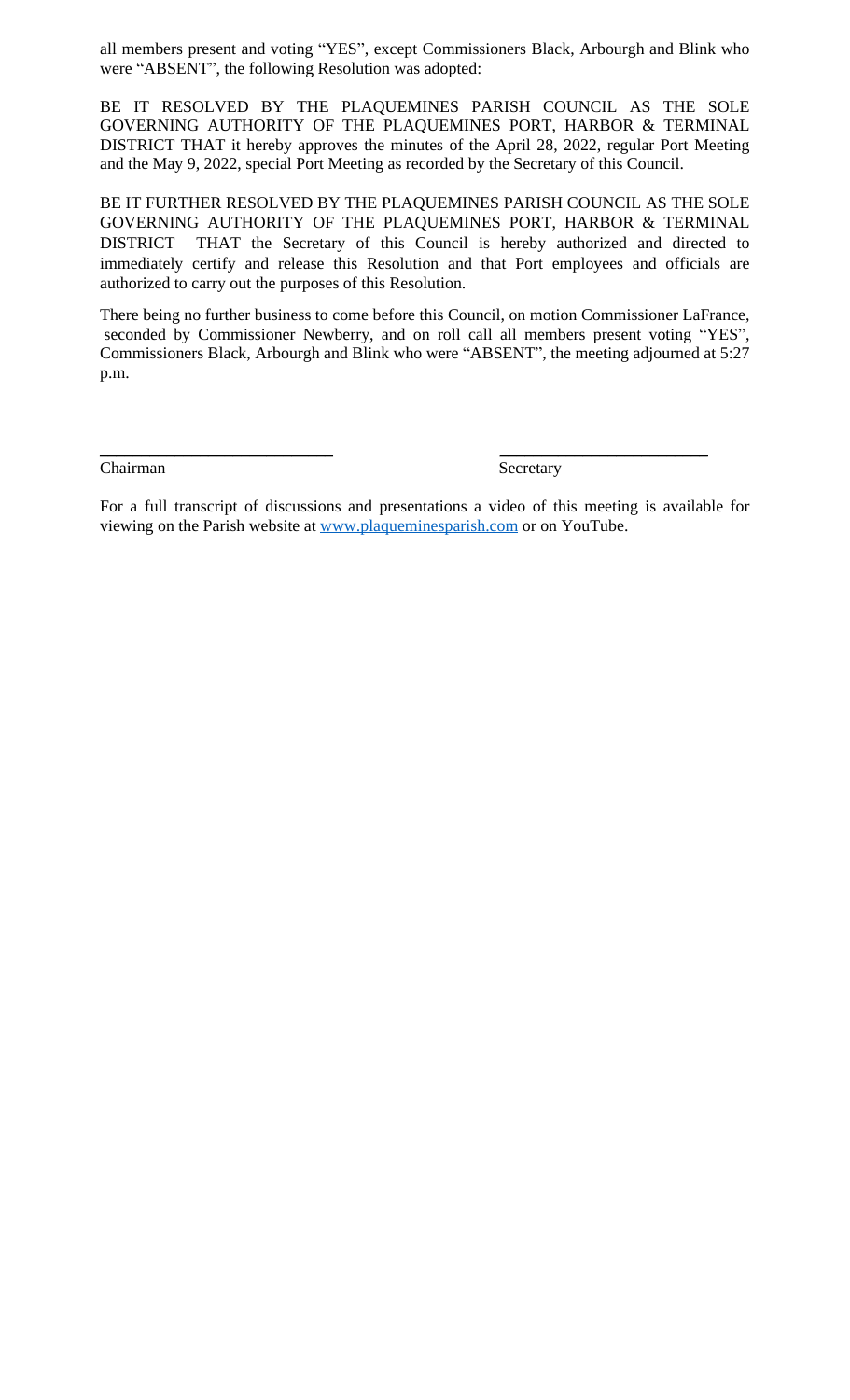all members present and voting "YES", except Commissioners Black, Arbourgh and Blink who were "ABSENT", the following Resolution was adopted:

BE IT RESOLVED BY THE PLAQUEMINES PARISH COUNCIL AS THE SOLE GOVERNING AUTHORITY OF THE PLAQUEMINES PORT, HARBOR & TERMINAL DISTRICT THAT it hereby approves the minutes of the April 28, 2022, regular Port Meeting and the May 9, 2022, special Port Meeting as recorded by the Secretary of this Council.

BE IT FURTHER RESOLVED BY THE PLAQUEMINES PARISH COUNCIL AS THE SOLE GOVERNING AUTHORITY OF THE PLAQUEMINES PORT, HARBOR & TERMINAL DISTRICT THAT the Secretary of this Council is hereby authorized and directed to immediately certify and release this Resolution and that Port employees and officials are authorized to carry out the purposes of this Resolution.

There being no further business to come before this Council, on motion Commissioner LaFrance, seconded by Commissioner Newberry, and on roll call all members present voting "YES", Commissioners Black, Arbourgh and Blink who were "ABSENT", the meeting adjourned at 5:27 p.m.

______________________________ ______________________________

Chairman Secretary

For a full transcript of discussions and presentations a video of this meeting is available for viewing on the Parish website at www.plaqueminesparish.com or on YouTube.